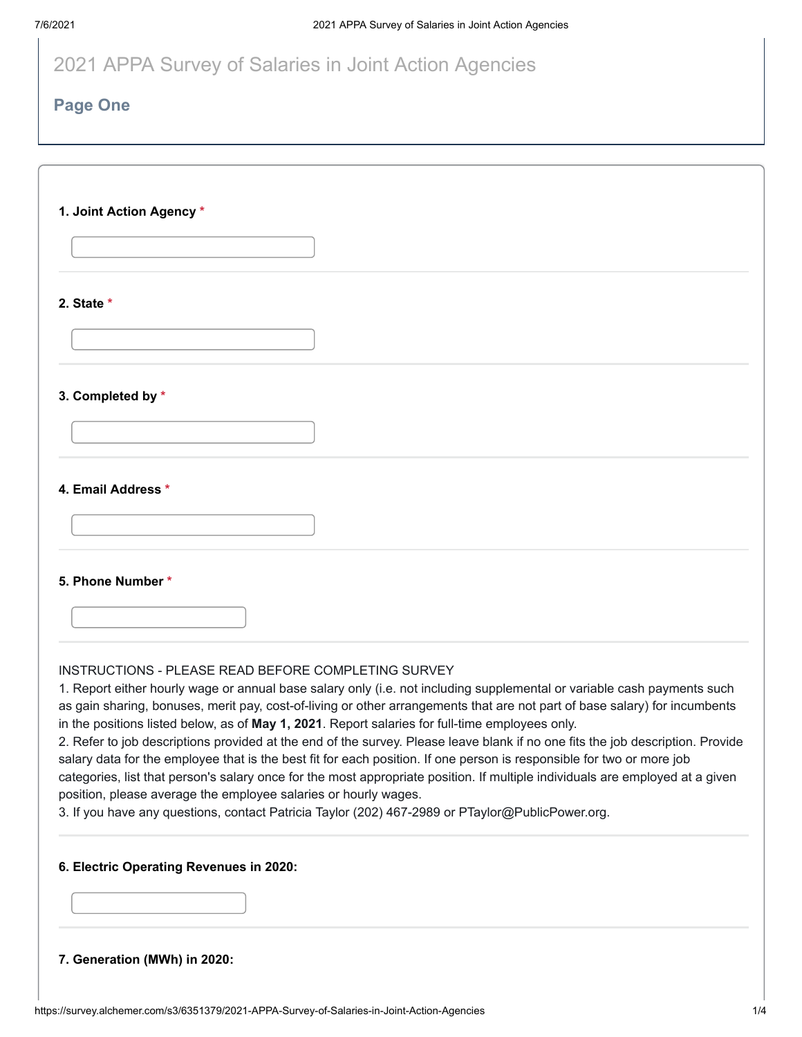# 2021 APPA Survey of Salaries in Joint Action Agencies

## Page One

**1. Joint Action Agency** *

**2. State** *

**3. Completed by** *

**4. Email Address** *

**5. Phone Number** *

INSTRUCTIONS - PLEASE READ BEFORE COMPLETING SURVEY

1. Report either hourly wage or annual base salary only (i.e. not including supplemental or variable cash payments such as gain sharing, bonuses, merit pay, cost-of-living or other arrangements that are not part of base salary) for incumbents in the positions listed below, as of **May 1, 2021**. Report salaries for full-time employees only.
2. Refer to job descriptions provided at the end of the survey. Please leave blank if no one fits the job description. Provide salary data for the employee that is the best fit for each position. If one person is responsible for two or more job categories, list that person's salary once for the most appropriate position. If multiple individuals are employed at a given position, please average the employee salaries or hourly wages.
3. If you have any questions, contact Patricia Taylor (202) 467-2989 or PTaylor@PublicPower.org.

**6. Electric Operating Revenues in 2020:**

**7. Generation (MWh) in 2020:**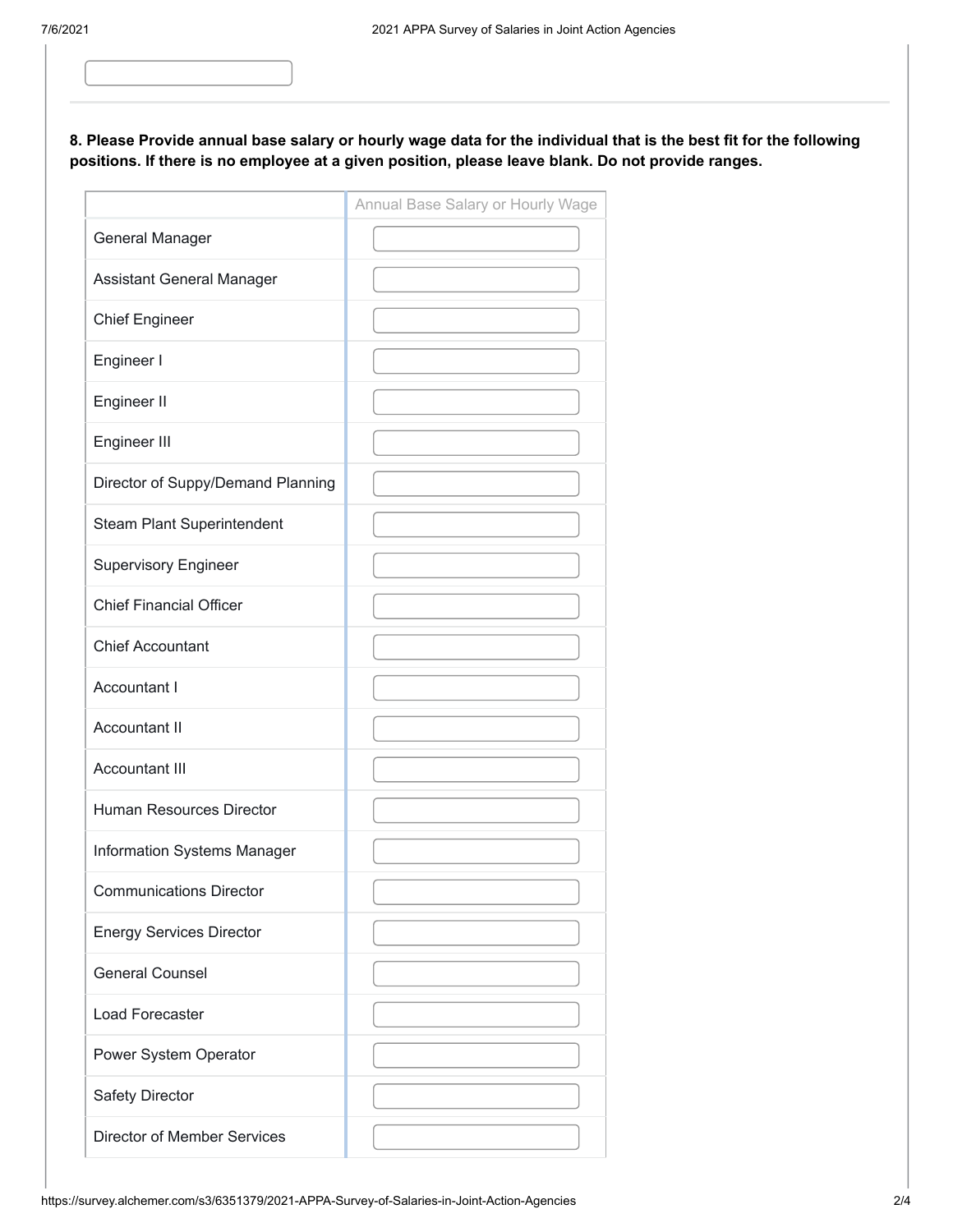**8. Please Provide annual base salary or hourly wage data for the individual that is the best fit for the following positions. If there is no employee at a given position, please leave blank. Do not provide ranges.**

| | Annual Base Salary or Hourly Wage |
|---|---|
| General Manager | |
| Assistant General Manager | |
| Chief Engineer | |
| Engineer I | |
| Engineer II | |
| Engineer III | |
| Director of Suppy/Demand Planning | |
| Steam Plant Superintendent | |
| Supervisory Engineer | |
| Chief Financial Officer | |
| Chief Accountant | |
| Accountant I | |
| Accountant II | |
| Accountant III | |
| Human Resources Director | |
| Information Systems Manager | |
| Communications Director | |
| Energy Services Director | |
| General Counsel | |
| Load Forecaster | |
| Power System Operator | |
| Safety Director | |
| Director of Member Services | |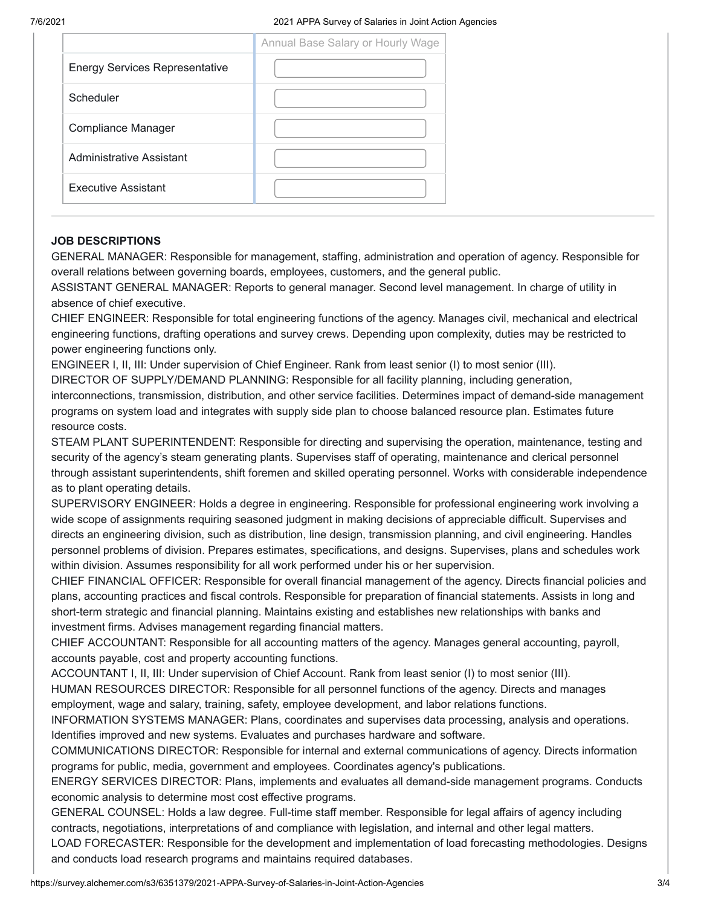| | Annual Base Salary or Hourly Wage |
|---|---|
| Energy Services Representative | |
| Scheduler | |
| Compliance Manager | |
| Administrative Assistant | |
| Executive Assistant | |

**JOB DESCRIPTIONS**

GENERAL MANAGER: Responsible for management, staffing, administration and operation of agency. Responsible for overall relations between governing boards, employees, customers, and the general public.

ASSISTANT GENERAL MANAGER: Reports to general manager. Second level management. In charge of utility in absence of chief executive.

CHIEF ENGINEER: Responsible for total engineering functions of the agency. Manages civil, mechanical and electrical engineering functions, drafting operations and survey crews. Depending upon complexity, duties may be restricted to power engineering functions only.

ENGINEER I, II, III: Under supervision of Chief Engineer. Rank from least senior (I) to most senior (III).

DIRECTOR OF SUPPLY/DEMAND PLANNING: Responsible for all facility planning, including generation, interconnections, transmission, distribution, and other service facilities. Determines impact of demand-side management programs on system load and integrates with supply side plan to choose balanced resource plan. Estimates future resource costs.

STEAM PLANT SUPERINTENDENT: Responsible for directing and supervising the operation, maintenance, testing and security of the agency's steam generating plants. Supervises staff of operating, maintenance and clerical personnel through assistant superintendents, shift foremen and skilled operating personnel. Works with considerable independence as to plant operating details.

SUPERVISORY ENGINEER: Holds a degree in engineering. Responsible for professional engineering work involving a wide scope of assignments requiring seasoned judgment in making decisions of appreciable difficult. Supervises and directs an engineering division, such as distribution, line design, transmission planning, and civil engineering. Handles personnel problems of division. Prepares estimates, specifications, and designs. Supervises, plans and schedules work within division. Assumes responsibility for all work performed under his or her supervision.

CHIEF FINANCIAL OFFICER: Responsible for overall financial management of the agency. Directs financial policies and plans, accounting practices and fiscal controls. Responsible for preparation of financial statements. Assists in long and short-term strategic and financial planning. Maintains existing and establishes new relationships with banks and investment firms. Advises management regarding financial matters.

CHIEF ACCOUNTANT: Responsible for all accounting matters of the agency. Manages general accounting, payroll, accounts payable, cost and property accounting functions.

ACCOUNTANT I, II, III: Under supervision of Chief Account. Rank from least senior (I) to most senior (III).

HUMAN RESOURCES DIRECTOR: Responsible for all personnel functions of the agency. Directs and manages employment, wage and salary, training, safety, employee development, and labor relations functions.

INFORMATION SYSTEMS MANAGER: Plans, coordinates and supervises data processing, analysis and operations. Identifies improved and new systems. Evaluates and purchases hardware and software.

COMMUNICATIONS DIRECTOR: Responsible for internal and external communications of agency. Directs information programs for public, media, government and employees. Coordinates agency's publications.

ENERGY SERVICES DIRECTOR: Plans, implements and evaluates all demand-side management programs. Conducts economic analysis to determine most cost effective programs.

GENERAL COUNSEL: Holds a law degree. Full-time staff member. Responsible for legal affairs of agency including contracts, negotiations, interpretations of and compliance with legislation, and internal and other legal matters.

LOAD FORECASTER: Responsible for the development and implementation of load forecasting methodologies. Designs and conducts load research programs and maintains required databases.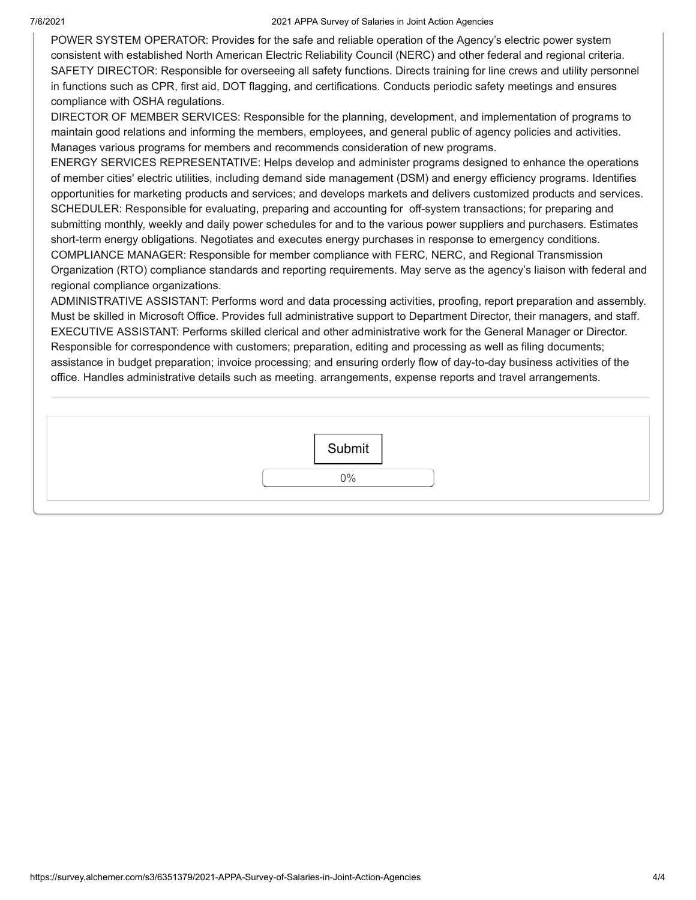POWER SYSTEM OPERATOR: Provides for the safe and reliable operation of the Agency's electric power system consistent with established North American Electric Reliability Council (NERC) and other federal and regional criteria.
SAFETY DIRECTOR: Responsible for overseeing all safety functions. Directs training for line crews and utility personnel in functions such as CPR, first aid, DOT flagging, and certifications. Conducts periodic safety meetings and ensures compliance with OSHA regulations.
DIRECTOR OF MEMBER SERVICES: Responsible for the planning, development, and implementation of programs to maintain good relations and informing the members, employees, and general public of agency policies and activities. Manages various programs for members and recommends consideration of new programs.
ENERGY SERVICES REPRESENTATIVE: Helps develop and administer programs designed to enhance the operations of member cities' electric utilities, including demand side management (DSM) and energy efficiency programs. Identifies opportunities for marketing products and services; and develops markets and delivers customized products and services.
SCHEDULER: Responsible for evaluating, preparing and accounting for off-system transactions; for preparing and submitting monthly, weekly and daily power schedules for and to the various power suppliers and purchasers. Estimates short-term energy obligations. Negotiates and executes energy purchases in response to emergency conditions.
COMPLIANCE MANAGER: Responsible for member compliance with FERC, NERC, and Regional Transmission Organization (RTO) compliance standards and reporting requirements. May serve as the agency's liaison with federal and regional compliance organizations.
ADMINISTRATIVE ASSISTANT: Performs word and data processing activities, proofing, report preparation and assembly. Must be skilled in Microsoft Office. Provides full administrative support to Department Director, their managers, and staff.
EXECUTIVE ASSISTANT: Performs skilled clerical and other administrative work for the General Manager or Director. Responsible for correspondence with customers; preparation, editing and processing as well as filing documents; assistance in budget preparation; invoice processing; and ensuring orderly flow of day-to-day business activities of the office. Handles administrative details such as meeting. arrangements, expense reports and travel arrangements.

Submit

0%